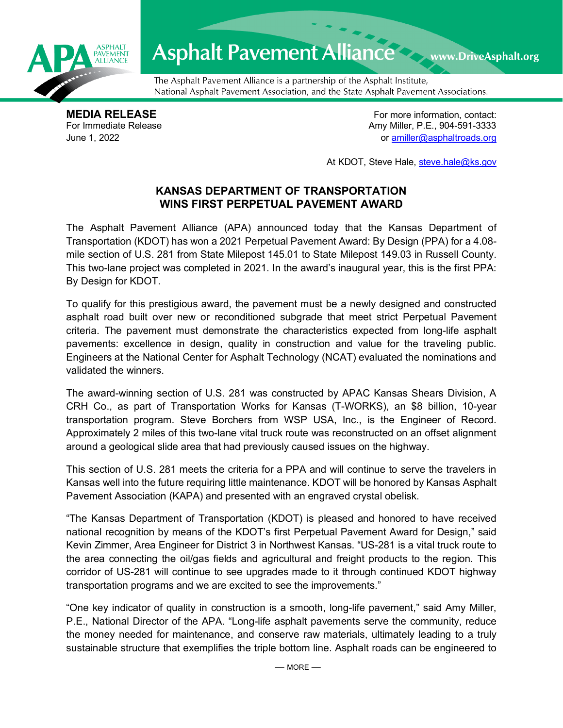Asphalt Pavement Alliance www.DriveAsphalt.org

The Asphalt Pavement Alliance is a partnership of the Asphalt Institute, National Asphalt Pavement Association, and the State Asphalt Pavement Associations.

**MEDIA RELEASE**
For Immediate Release
June 1, 2022

For more information, contact:
Amy Miller, P.E., 904-591-3333
or amiller@asphaltroads.org

At KDOT, Steve Hale, steve.hale@ks.gov

## KANSAS DEPARTMENT OF TRANSPORTATION WINS FIRST PERPETUAL PAVEMENT AWARD

The Asphalt Pavement Alliance (APA) announced today that the Kansas Department of Transportation (KDOT) has won a 2021 Perpetual Pavement Award: By Design (PPA) for a 4.08-mile section of U.S. 281 from State Milepost 145.01 to State Milepost 149.03 in Russell County. This two-lane project was completed in 2021. In the award's inaugural year, this is the first PPA: By Design for KDOT.

To qualify for this prestigious award, the pavement must be a newly designed and constructed asphalt road built over new or reconditioned subgrade that meet strict Perpetual Pavement criteria. The pavement must demonstrate the characteristics expected from long-life asphalt pavements: excellence in design, quality in construction and value for the traveling public. Engineers at the National Center for Asphalt Technology (NCAT) evaluated the nominations and validated the winners.

The award-winning section of U.S. 281 was constructed by APAC Kansas Shears Division, A CRH Co., as part of Transportation Works for Kansas (T-WORKS), an $8 billion, 10-year transportation program. Steve Borchers from WSP USA, Inc., is the Engineer of Record. Approximately 2 miles of this two-lane vital truck route was reconstructed on an offset alignment around a geological slide area that had previously caused issues on the highway.

This section of U.S. 281 meets the criteria for a PPA and will continue to serve the travelers in Kansas well into the future requiring little maintenance. KDOT will be honored by Kansas Asphalt Pavement Association (KAPA) and presented with an engraved crystal obelisk.

"The Kansas Department of Transportation (KDOT) is pleased and honored to have received national recognition by means of the KDOT's first Perpetual Pavement Award for Design," said Kevin Zimmer, Area Engineer for District 3 in Northwest Kansas. "US-281 is a vital truck route to the area connecting the oil/gas fields and agricultural and freight products to the region. This corridor of US-281 will continue to see upgrades made to it through continued KDOT highway transportation programs and we are excited to see the improvements."

"One key indicator of quality in construction is a smooth, long-life pavement," said Amy Miller, P.E., National Director of the APA. "Long-life asphalt pavements serve the community, reduce the money needed for maintenance, and conserve raw materials, ultimately leading to a truly sustainable structure that exemplifies the triple bottom line. Asphalt roads can be engineered to

— MORE —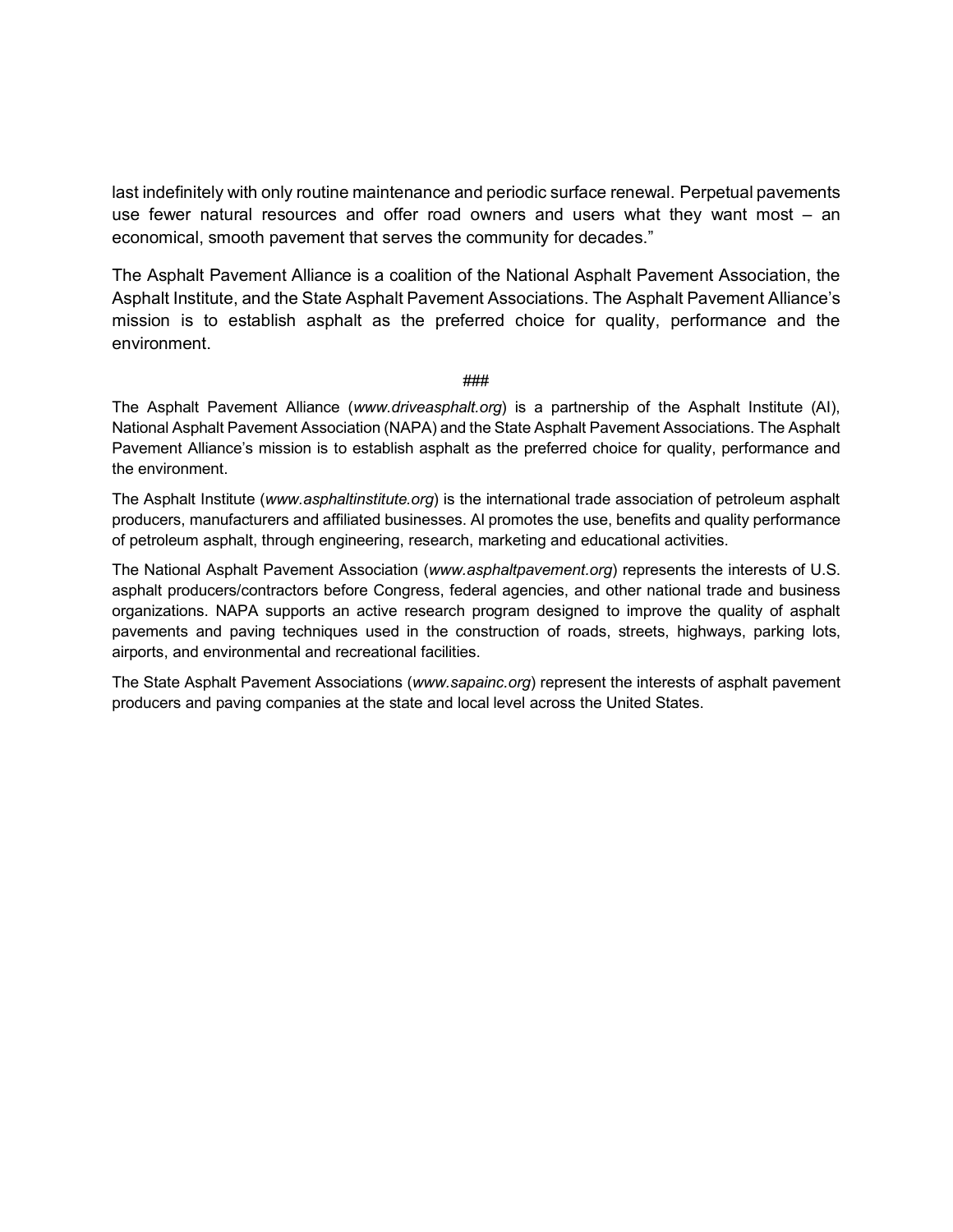last indefinitely with only routine maintenance and periodic surface renewal. Perpetual pavements use fewer natural resources and offer road owners and users what they want most – an economical, smooth pavement that serves the community for decades."

The Asphalt Pavement Alliance is a coalition of the National Asphalt Pavement Association, the Asphalt Institute, and the State Asphalt Pavement Associations. The Asphalt Pavement Alliance's mission is to establish asphalt as the preferred choice for quality, performance and the environment.

###

The Asphalt Pavement Alliance (*www.driveasphalt.org*) is a partnership of the Asphalt Institute (AI), National Asphalt Pavement Association (NAPA) and the State Asphalt Pavement Associations. The Asphalt Pavement Alliance's mission is to establish asphalt as the preferred choice for quality, performance and the environment.

The Asphalt Institute (*www.asphaltinstitute.org*) is the international trade association of petroleum asphalt producers, manufacturers and affiliated businesses. AI promotes the use, benefits and quality performance of petroleum asphalt, through engineering, research, marketing and educational activities.

The National Asphalt Pavement Association (*www.asphaltpavement.org*) represents the interests of U.S. asphalt producers/contractors before Congress, federal agencies, and other national trade and business organizations. NAPA supports an active research program designed to improve the quality of asphalt pavements and paving techniques used in the construction of roads, streets, highways, parking lots, airports, and environmental and recreational facilities.

The State Asphalt Pavement Associations (*www.sapainc.org*) represent the interests of asphalt pavement producers and paving companies at the state and local level across the United States.